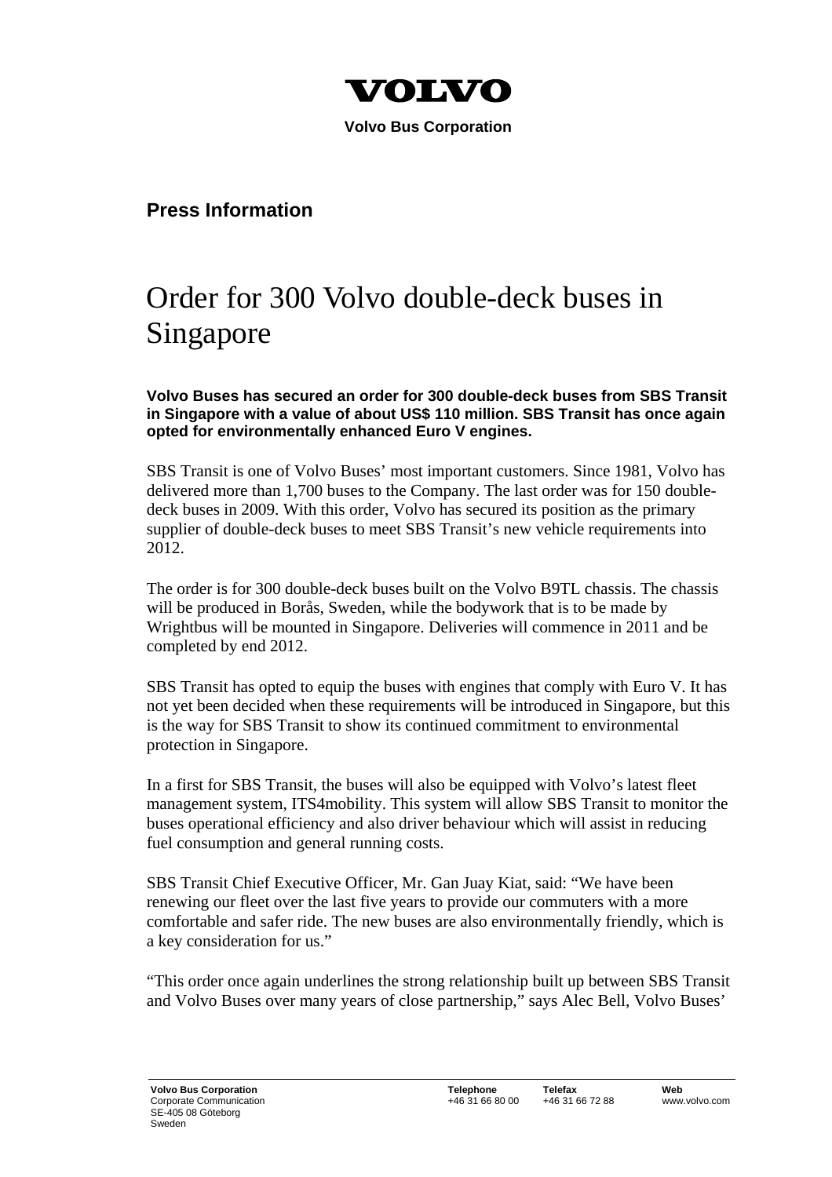VOLVO

**Volvo Bus Corporation**

**Press Information**

# Order for 300 Volvo double-deck buses in Singapore

**Volvo Buses has secured an order for 300 double-deck buses from SBS Transit in Singapore with a value of about US$ 110 million. SBS Transit has once again opted for environmentally enhanced Euro V engines.**

SBS Transit is one of Volvo Buses' most important customers. Since 1981, Volvo has delivered more than 1,700 buses to the Company. The last order was for 150 double-deck buses in 2009. With this order, Volvo has secured its position as the primary supplier of double-deck buses to meet SBS Transit's new vehicle requirements into 2012.

The order is for 300 double-deck buses built on the Volvo B9TL chassis. The chassis will be produced in Borås, Sweden, while the bodywork that is to be made by Wrightbus will be mounted in Singapore. Deliveries will commence in 2011 and be completed by end 2012.

SBS Transit has opted to equip the buses with engines that comply with Euro V. It has not yet been decided when these requirements will be introduced in Singapore, but this is the way for SBS Transit to show its continued commitment to environmental protection in Singapore.

In a first for SBS Transit, the buses will also be equipped with Volvo's latest fleet management system, ITS4mobility. This system will allow SBS Transit to monitor the buses operational efficiency and also driver behaviour which will assist in reducing fuel consumption and general running costs.

SBS Transit Chief Executive Officer, Mr. Gan Juay Kiat, said: "We have been renewing our fleet over the last five years to provide our commuters with a more comfortable and safer ride. The new buses are also environmentally friendly, which is a key consideration for us."

"This order once again underlines the strong relationship built up between SBS Transit and Volvo Buses over many years of close partnership," says Alec Bell, Volvo Buses'

**Volvo Bus Corporation**
Corporate Communication
SE-405 08 Göteborg
Sweden

**Telephone** +46 31 66 80 00 | **Telefax** +46 31 66 72 88 | **Web** www.volvo.com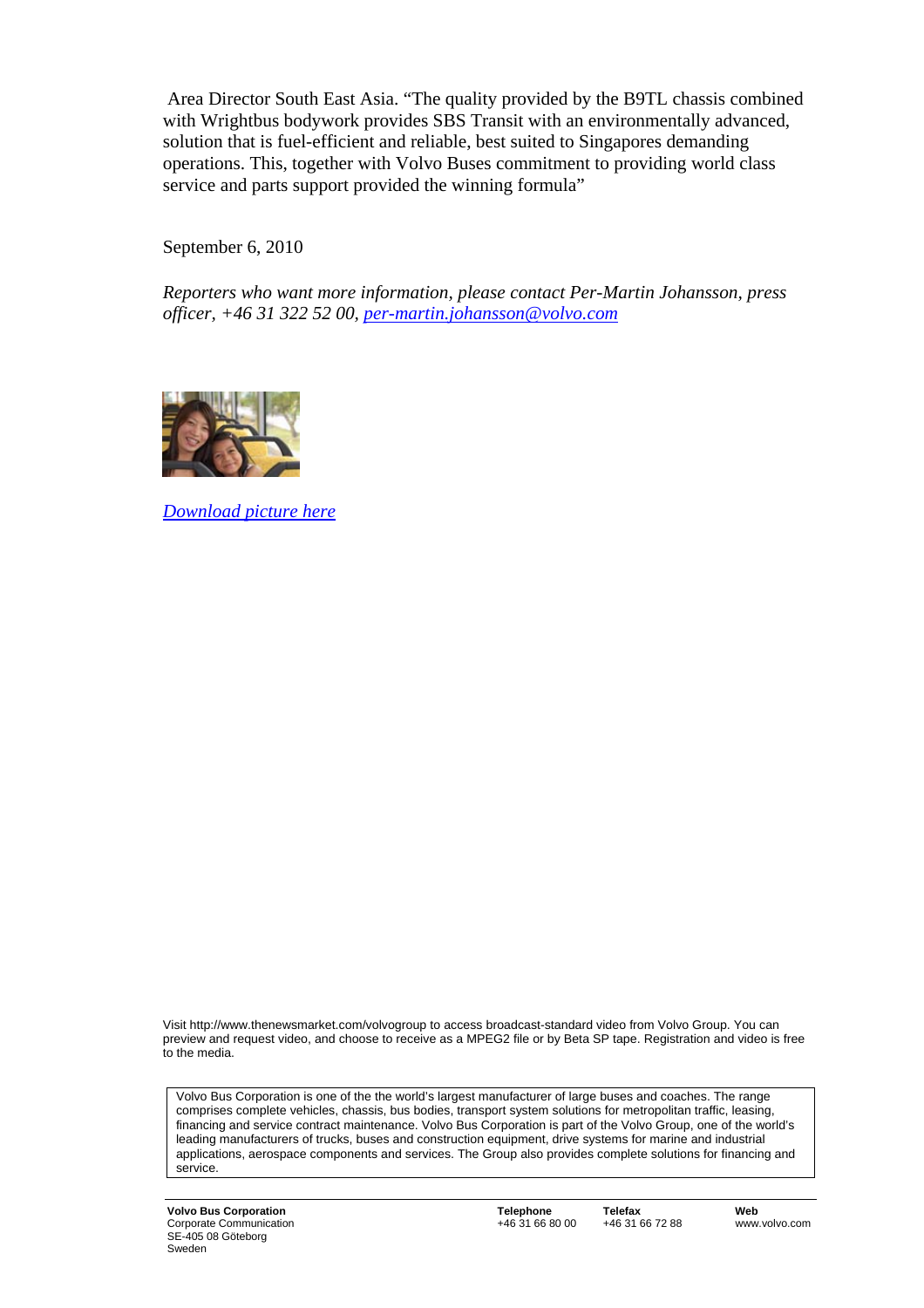Area Director South East Asia. “The quality provided by the B9TL chassis combined with Wrightbus bodywork provides SBS Transit with an environmentally advanced, solution that is fuel-efficient and reliable, best suited to Singapores demanding operations. This, together with Volvo Buses commitment to providing world class service and parts support provided the winning formula”

September 6, 2010

*Reporters who want more information, please contact Per-Martin Johansson, press officer, +46 31 322 52 00, [per-martin.johansson@volvo.com](mailto:per-martin.johansson@volvo.com)*

*[Download picture here]*

Visit http://www.thenewsmarket.com/volvogroup to access broadcast-standard video from Volvo Group. You can preview and request video, and choose to receive as a MPEG2 file or by Beta SP tape. Registration and video is free to the media.

Volvo Bus Corporation is one of the the world's largest manufacturer of large buses and coaches. The range comprises complete vehicles, chassis, bus bodies, transport system solutions for metropolitan traffic, leasing, financing and service contract maintenance. Volvo Bus Corporation is part of the Volvo Group, one of the world's leading manufacturers of trucks, buses and construction equipment, drive systems for marine and industrial applications, aerospace components and services. The Group also provides complete solutions for financing and service.

**Volvo Bus Corporation**
Corporate Communication
SE-405 08 Göteborg
Sweden

**Telephone**
+46 31 66 80 00

**Telefax**
+46 31 66 72 88

**Web**
www.volvo.com